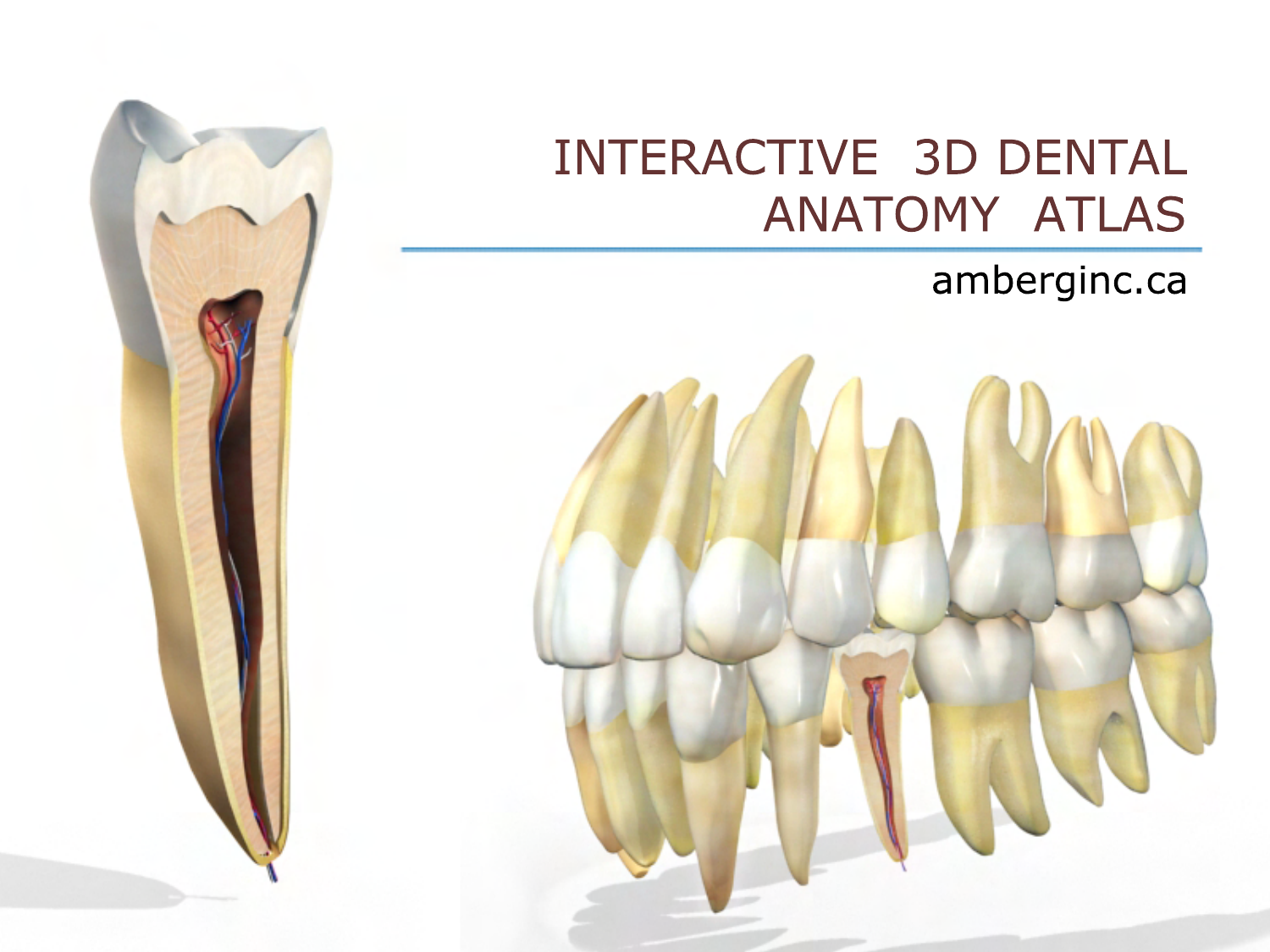# INTERACTIVE 3D DENTAL ANATOMY ATLAS

amberginc.ca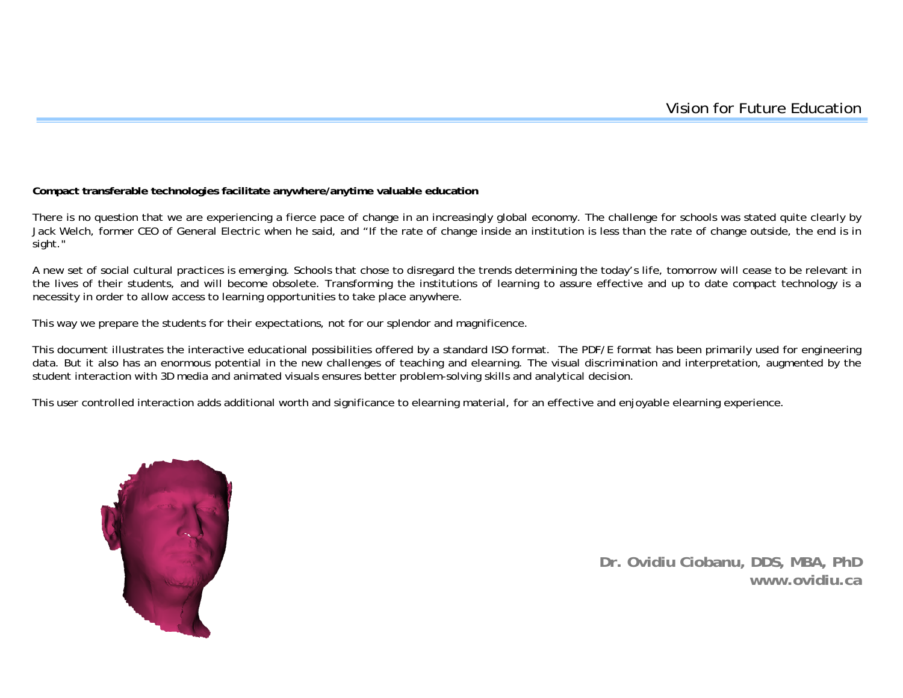# Vision for Future Education

**Compact transferable technologies facilitate anywhere/anytime valuable education**

There is no question that we are experiencing a fierce pace of change in an increasingly global economy. The challenge for schools was stated quite clearly by Jack Welch, former CEO of General Electric when he said, and "If the rate of change inside an institution is less than the rate of change outside, the end is in sight."

A new set of social cultural practices is emerging. Schools that chose to disregard the trends determining the today's life, tomorrow will cease to be relevant in the lives of their students, and will become obsolete. Transforming the institutions of learning to assure effective and up to date compact technology is a necessity in order to allow access to learning opportunities to take place anywhere.

This way we prepare the students for their expectations, not for our splendor and magnificence.

This document illustrates the interactive educational possibilities offered by a standard ISO format. The PDF/E format has been primarily used for engineering data. But it also has an enormous potential in the new challenges of teaching and elearning. The visual discrimination and interpretation, augmented by the student interaction with 3D media and animated visuals ensures better problem-solving skills and analytical decision.

This user controlled interaction adds additional worth and significance to elearning material, for an effective and enjoyable elearning experience.

**Dr. Ovidiu Ciobanu, DDS, MBA, PhD**
**www.ovidiu.ca**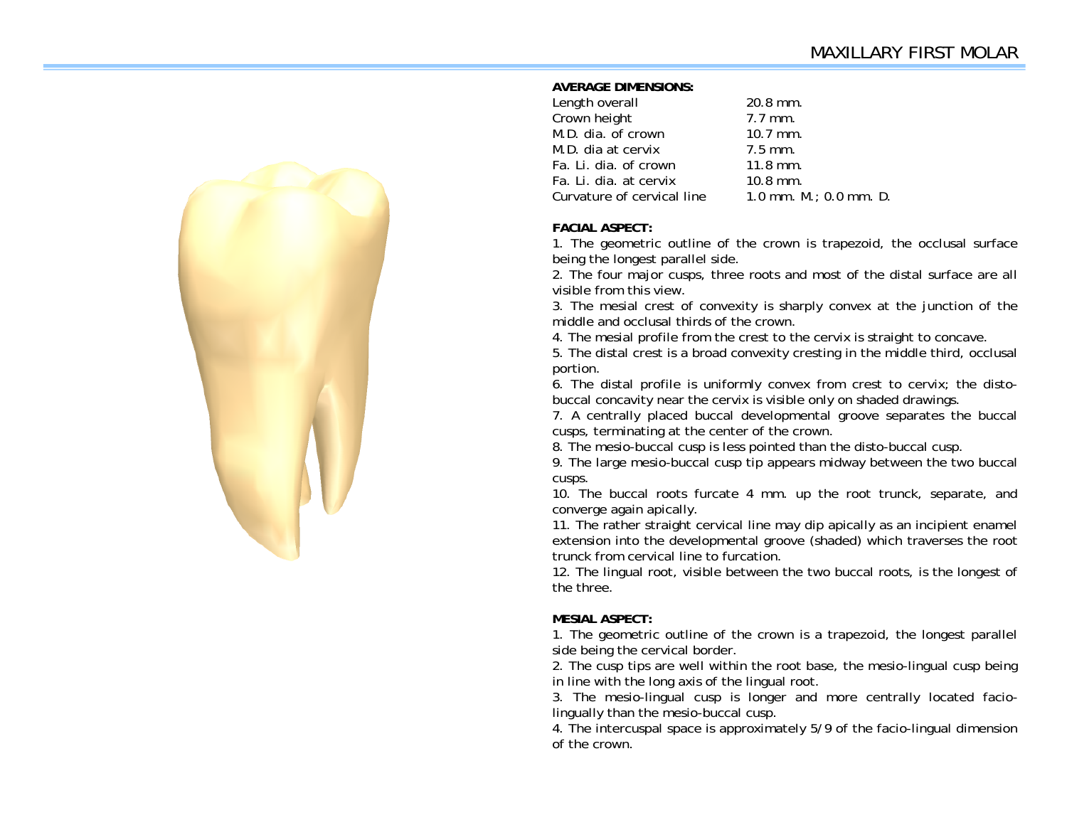# MAXILLARY FIRST MOLAR

**AVERAGE DIMENSIONS:**

| | |
|---|---|
| Length overall | 20.8 mm. |
| Crown height | 7.7 mm. |
| M.D. dia. of crown | 10.7 mm. |
| M.D. dia at cervix | 7.5 mm. |
| Fa. Li. dia. of crown | 11.8 mm. |
| Fa. Li. dia. at cervix | 10.8 mm. |
| Curvature of cervical line | 1.0 mm. M.; 0.0 mm. D. |

**FACIAL ASPECT:**

1. The geometric outline of the crown is trapezoid, the occlusal surface being the longest parallel side.
2. The four major cusps, three roots and most of the distal surface are all visible from this view.
3. The mesial crest of convexity is sharply convex at the junction of the middle and occlusal thirds of the crown.
4. The mesial profile from the crest to the cervix is straight to concave.
5. The distal crest is a broad convexity cresting in the middle third, occlusal portion.
6. The distal profile is uniformly convex from crest to cervix; the disto-buccal concavity near the cervix is visible only on shaded drawings.
7. A centrally placed buccal developmental groove separates the buccal cusps, terminating at the center of the crown.
8. The mesio-buccal cusp is less pointed than the disto-buccal cusp.
9. The large mesio-buccal cusp tip appears midway between the two buccal cusps.
10. The buccal roots furcate 4 mm. up the root trunck, separate, and converge again apically.
11. The rather straight cervical line may dip apically as an incipient enamel extension into the developmental groove (shaded) which traverses the root trunck from cervical line to furcation.
12. The lingual root, visible between the two buccal roots, is the longest of the three.

**MESIAL ASPECT:**

1. The geometric outline of the crown is a trapezoid, the longest parallel side being the cervical border.
2. The cusp tips are well within the root base, the mesio-lingual cusp being in line with the long axis of the lingual root.
3. The mesio-lingual cusp is longer and more centrally located facio-lingually than the mesio-buccal cusp.
4. The intercuspal space is approximately 5/9 of the facio-lingual dimension of the crown.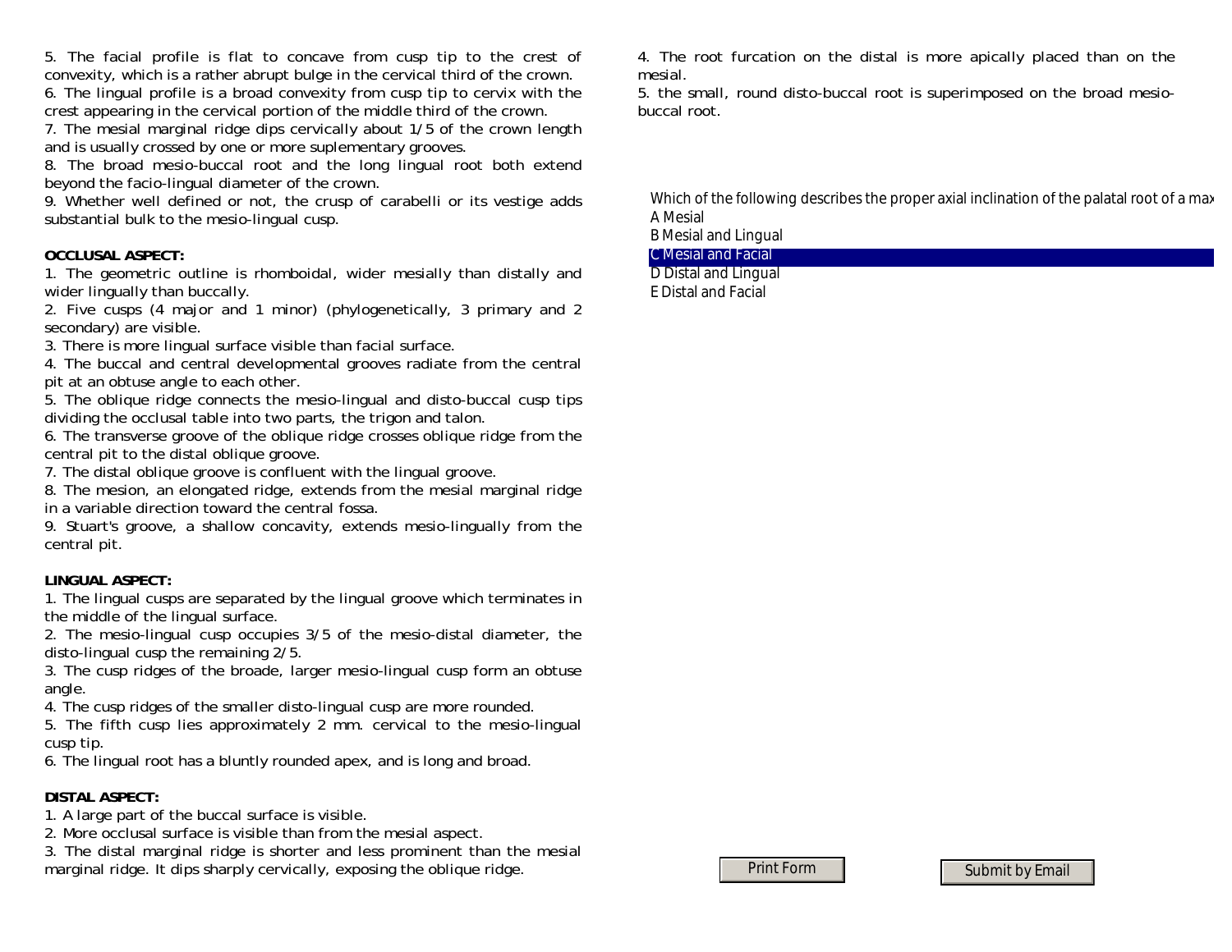5. The facial profile is flat to concave from cusp tip to the crest of convexity, which is a rather abrupt bulge in the cervical third of the crown.
6. The lingual profile is a broad convexity from cusp tip to cervix with the crest appearing in the cervical portion of the middle third of the crown.
7. The mesial marginal ridge dips cervically about 1/5 of the crown length and is usually crossed by one or more suplementary grooves.
8. The broad mesio-buccal root and the long lingual root both extend beyond the facio-lingual diameter of the crown.
9. Whether well defined or not, the crusp of carabelli or its vestige adds substantial bulk to the mesio-lingual cusp.

**OCCLUSAL ASPECT:**

1. The geometric outline is rhomboidal, wider mesially than distally and wider lingually than buccally.
2. Five cusps (4 major and 1 minor) (phylogenetically, 3 primary and 2 secondary) are visible.
3. There is more lingual surface visible than facial surface.
4. The buccal and central developmental grooves radiate from the central pit at an obtuse angle to each other.
5. The oblique ridge connects the mesio-lingual and disto-buccal cusp tips dividing the occlusal table into two parts, the trigon and talon.
6. The transverse groove of the oblique ridge crosses oblique ridge from the central pit to the distal oblique groove.
7. The distal oblique groove is confluent with the lingual groove.
8. The mesion, an elongated ridge, extends from the mesial marginal ridge in a variable direction toward the central fossa.
9. Stuart's groove, a shallow concavity, extends mesio-lingually from the central pit.

**LINGUAL ASPECT:**

1. The lingual cusps are separated by the lingual groove which terminates in the middle of the lingual surface.
2. The mesio-lingual cusp occupies 3/5 of the mesio-distal diameter, the disto-lingual cusp the remaining 2/5.
3. The cusp ridges of the broade, larger mesio-lingual cusp form an obtuse angle.
4. The cusp ridges of the smaller disto-lingual cusp are more rounded.
5. The fifth cusp lies approximately 2 mm. cervical to the mesio-lingual cusp tip.
6. The lingual root has a bluntly rounded apex, and is long and broad.

**DISTAL ASPECT:**

1. A large part of the buccal surface is visible.
2. More occlusal surface is visible than from the mesial aspect.
3. The distal marginal ridge is shorter and less prominent than the mesial marginal ridge. It dips sharply cervically, exposing the oblique ridge.
4. The root furcation on the distal is more apically placed than on the mesial.
5. the small, round disto-buccal root is superimposed on the broad mesio-buccal root.

Which of the following describes the proper axial inclination of the palatal root of a max

A Mesial
B Mesial and Lingual
C Mesial and Facial
D Distal and Lingual
E Distal and Facial

Print Form

Submit by Email